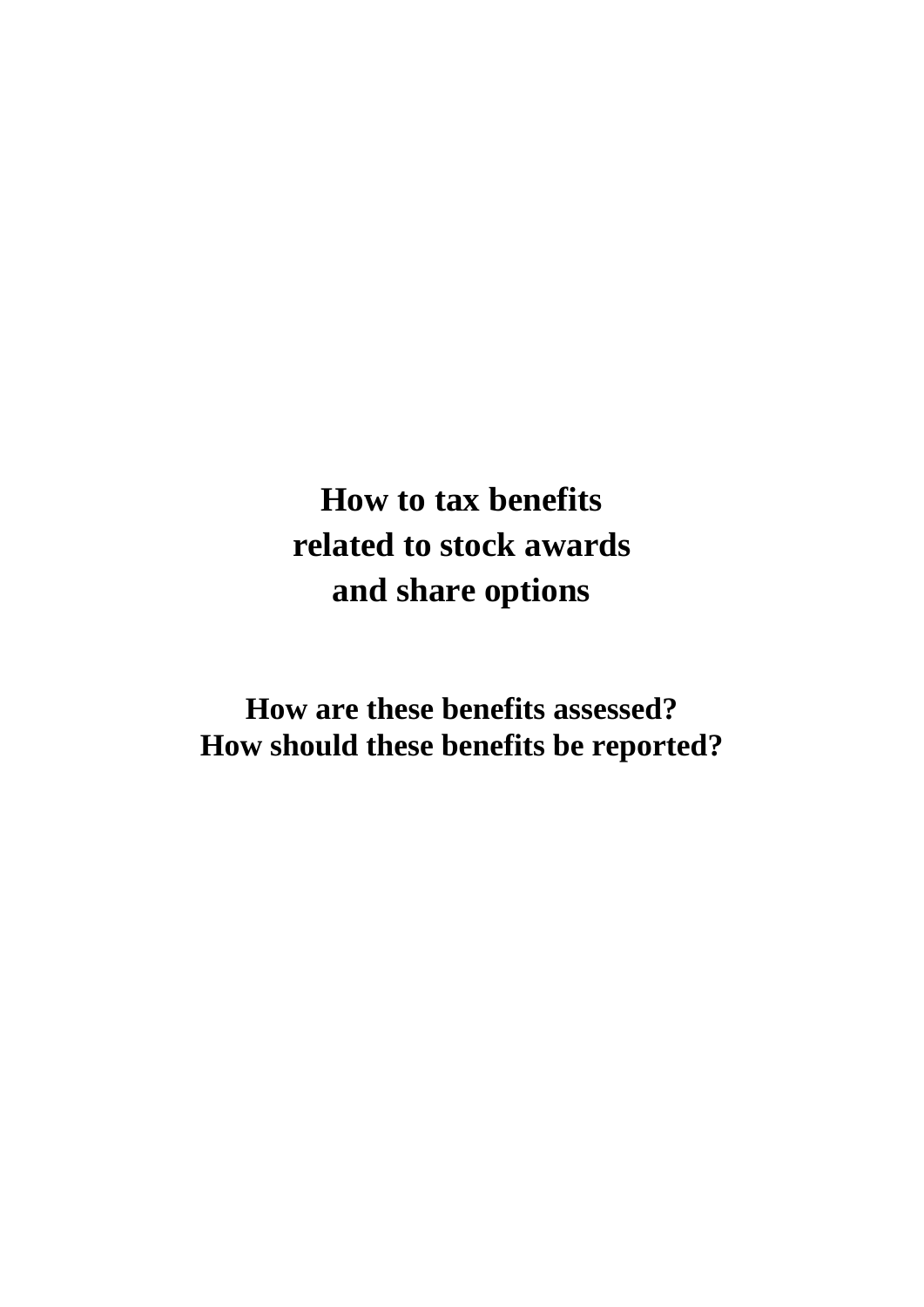# How to tax benefits related to stock awards and share options

## How are these benefits assessed?
## How should these benefits be reported?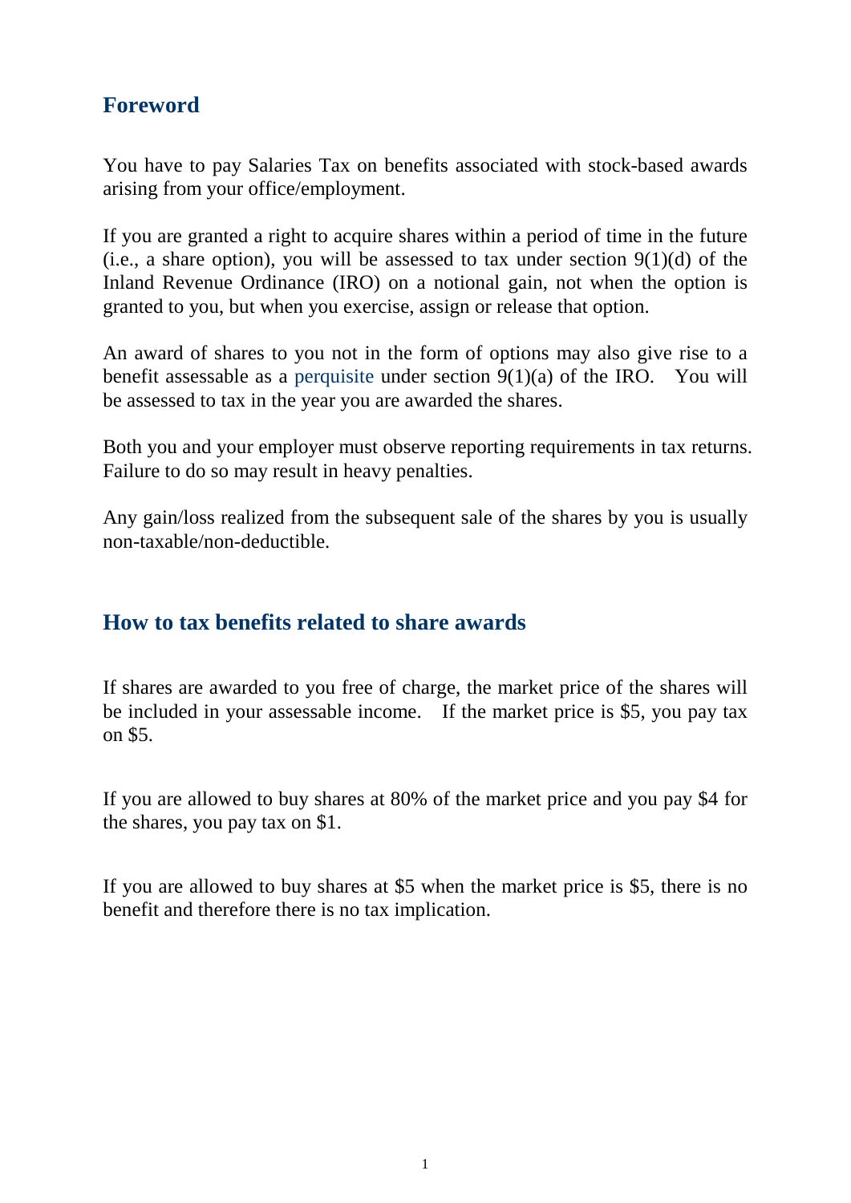## Foreword

You have to pay Salaries Tax on benefits associated with stock-based awards arising from your office/employment.

If you are granted a right to acquire shares within a period of time in the future (i.e., a share option), you will be assessed to tax under section 9(1)(d) of the Inland Revenue Ordinance (IRO) on a notional gain, not when the option is granted to you, but when you exercise, assign or release that option.

An award of shares to you not in the form of options may also give rise to a benefit assessable as a perquisite under section 9(1)(a) of the IRO. You will be assessed to tax in the year you are awarded the shares.

Both you and your employer must observe reporting requirements in tax returns. Failure to do so may result in heavy penalties.

Any gain/loss realized from the subsequent sale of the shares by you is usually non-taxable/non-deductible.

## How to tax benefits related to share awards

If shares are awarded to you free of charge, the market price of the shares will be included in your assessable income. If the market price is $5, you pay tax on $5.

If you are allowed to buy shares at 80% of the market price and you pay $4 for the shares, you pay tax on $1.

If you are allowed to buy shares at $5 when the market price is $5, there is no benefit and therefore there is no tax implication.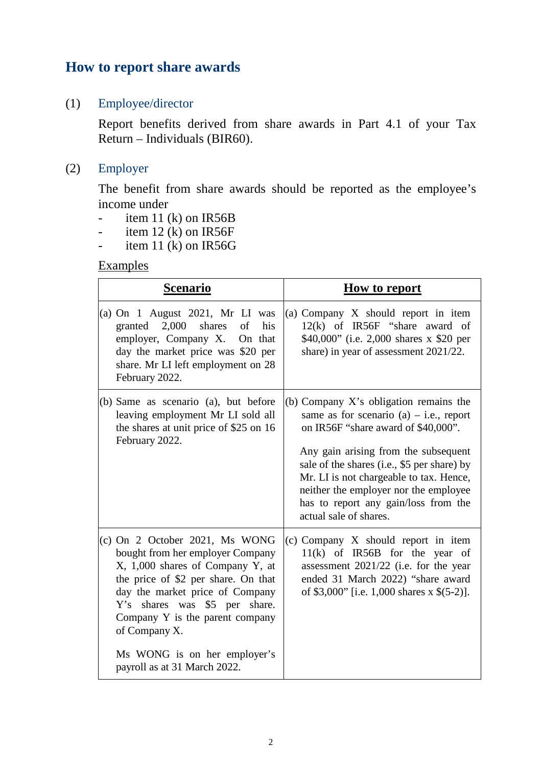## How to report share awards

(1) Employee/director

Report benefits derived from share awards in Part 4.1 of your Tax Return – Individuals (BIR60).

(2) Employer

The benefit from share awards should be reported as the employee's income under

- item 11 (k) on IR56B
- item 12 (k) on IR56F
- item 11 (k) on IR56G

<u>Examples</u>

| **<u>Scenario</u>** | **<u>How to report</u>** |
|---|---|
| (a) On 1 August 2021, Mr LI was granted 2,000 shares of his employer, Company X. On that day the market price was $20 per share. Mr LI left employment on 28 February 2022. | (a) Company X should report in item 12(k) of IR56F "share award of $40,000" (i.e. 2,000 shares x $20 per share) in year of assessment 2021/22. |
| (b) Same as scenario (a), but before leaving employment Mr LI sold all the shares at unit price of $25 on 16 February 2022. | (b) Company X's obligation remains the same as for scenario (a) – i.e., report on IR56F "share award of $40,000".<br><br>Any gain arising from the subsequent sale of the shares (i.e., $5 per share) by Mr. LI is not chargeable to tax. Hence, neither the employer nor the employee has to report any gain/loss from the actual sale of shares. |
| (c) On 2 October 2021, Ms WONG bought from her employer Company X, 1,000 shares of Company Y, at the price of $2 per share. On that day the market price of Company Y's shares was $5 per share. Company Y is the parent company of Company X.<br><br>Ms WONG is on her employer's payroll as at 31 March 2022. | (c) Company X should report in item 11(k) of IR56B for the year of assessment 2021/22 (i.e. for the year ended 31 March 2022) "share award of $3,000" [i.e. 1,000 shares x $(5-2)]. |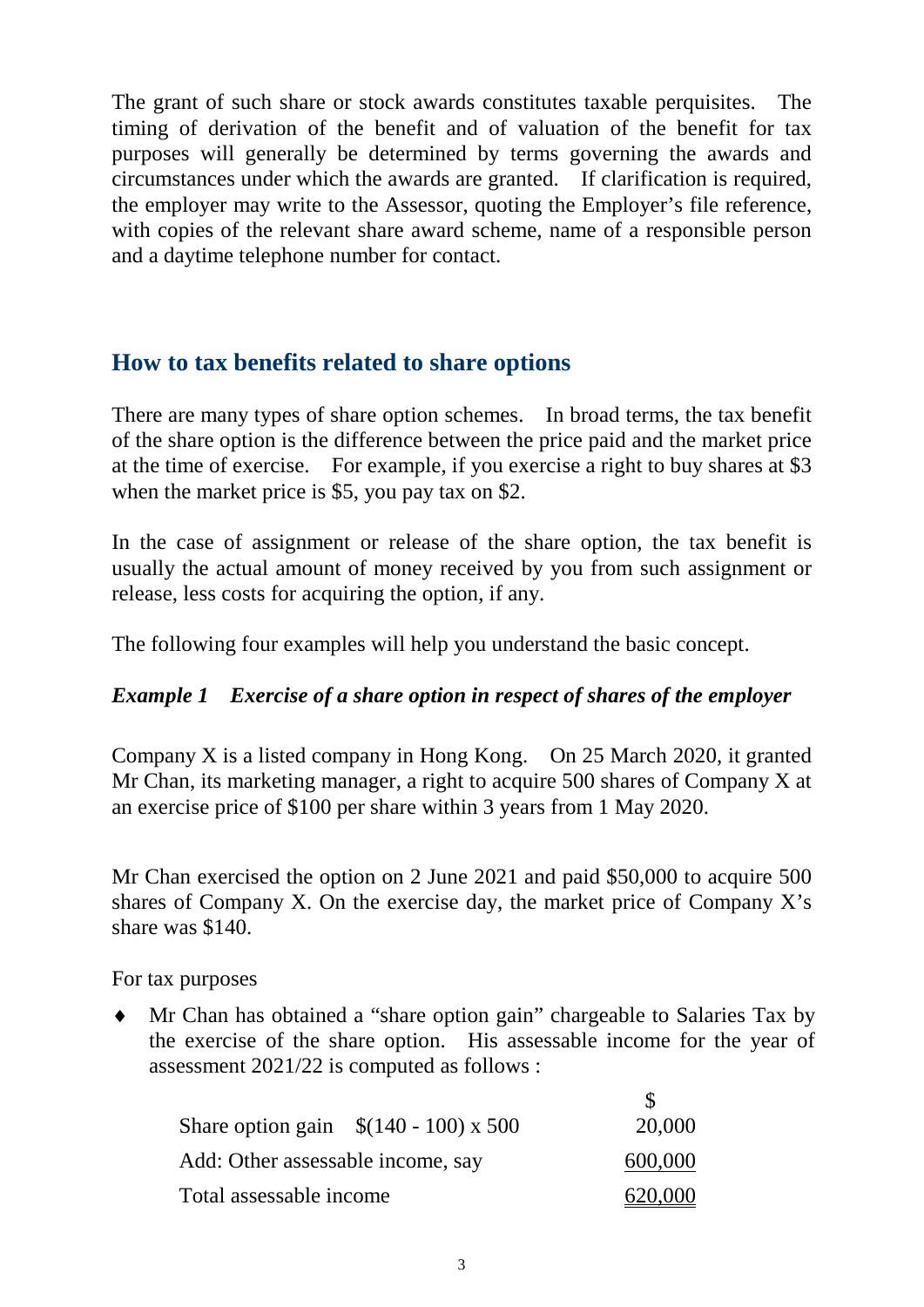The grant of such share or stock awards constitutes taxable perquisites. The timing of derivation of the benefit and of valuation of the benefit for tax purposes will generally be determined by terms governing the awards and circumstances under which the awards are granted. If clarification is required, the employer may write to the Assessor, quoting the Employer's file reference, with copies of the relevant share award scheme, name of a responsible person and a daytime telephone number for contact.

## How to tax benefits related to share options

There are many types of share option schemes. In broad terms, the tax benefit of the share option is the difference between the price paid and the market price at the time of exercise. For example, if you exercise a right to buy shares at $3 when the market price is $5, you pay tax on $2.

In the case of assignment or release of the share option, the tax benefit is usually the actual amount of money received by you from such assignment or release, less costs for acquiring the option, if any.

The following four examples will help you understand the basic concept.

### *Example 1 Exercise of a share option in respect of shares of the employer*

Company X is a listed company in Hong Kong. On 25 March 2020, it granted Mr Chan, its marketing manager, a right to acquire 500 shares of Company X at an exercise price of $100 per share within 3 years from 1 May 2020.

Mr Chan exercised the option on 2 June 2021 and paid $50,000 to acquire 500 shares of Company X. On the exercise day, the market price of Company X's share was $140.

For tax purposes

- Mr Chan has obtained a "share option gain" chargeable to Salaries Tax by the exercise of the share option. His assessable income for the year of assessment 2021/22 is computed as follows :

| | $ |
|---|---|
| Share option gain $(140 - 100) x 500 | 20,000 |
| Add: Other assessable income, say | 600,000 |
| Total assessable income | 620,000 |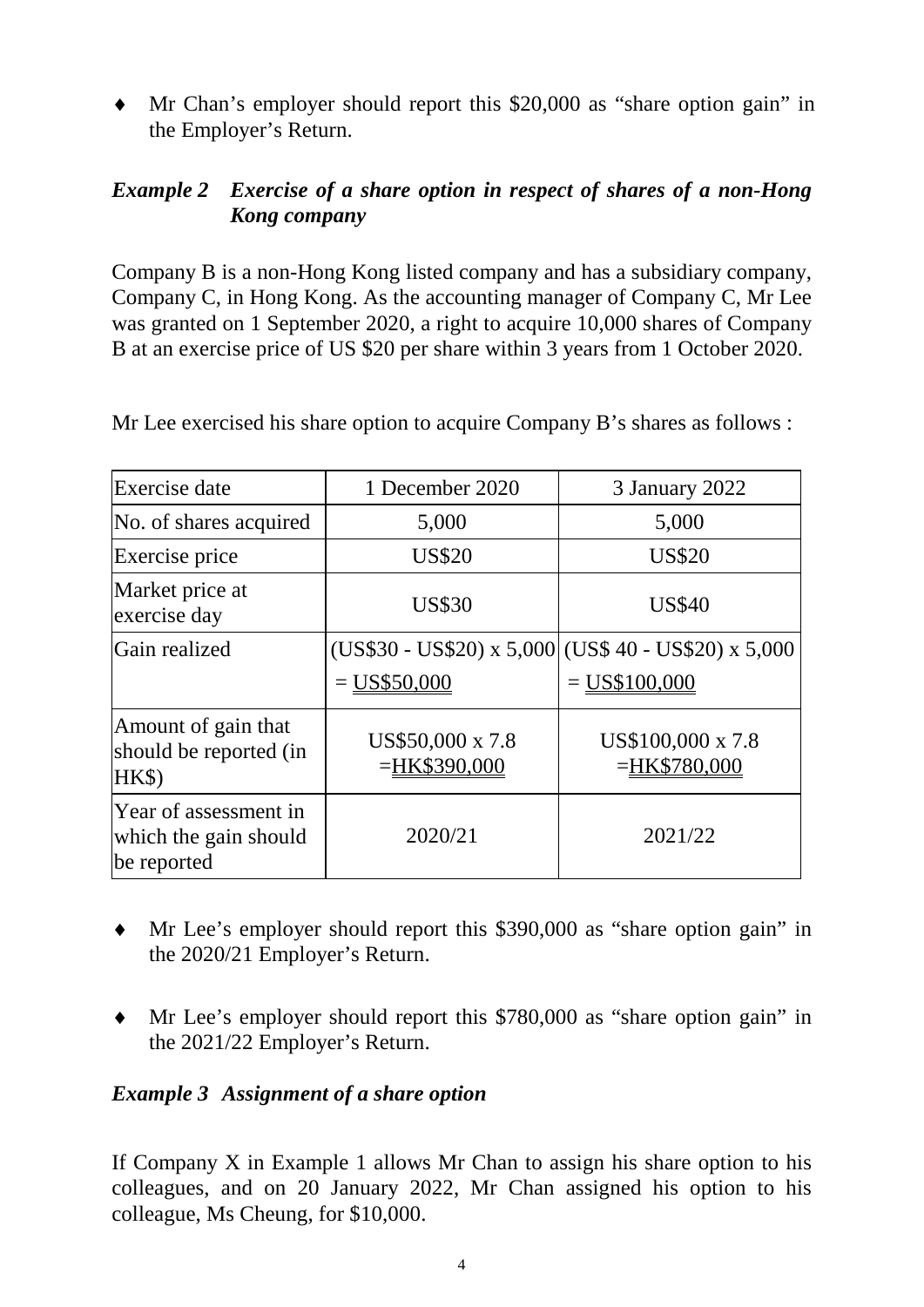- Mr Chan's employer should report this $20,000 as "share option gain" in the Employer's Return.

### *Example 2 Exercise of a share option in respect of shares of a non-Hong Kong company*

Company B is a non-Hong Kong listed company and has a subsidiary company, Company C, in Hong Kong. As the accounting manager of Company C, Mr Lee was granted on 1 September 2020, a right to acquire 10,000 shares of Company B at an exercise price of US $20 per share within 3 years from 1 October 2020.

Mr Lee exercised his share option to acquire Company B's shares as follows :

| Exercise date | 1 December 2020 | 3 January 2022 |
|---|---|---|
| No. of shares acquired | 5,000 | 5,000 |
| Exercise price | US$20 | US$20 |
| Market price at exercise day | US$30 | US$40 |
| Gain realized | (US$30 - US$20) x 5,000 = US$50,000 | (US$ 40 - US$20) x 5,000 = US$100,000 |
| Amount of gain that should be reported (in HK$) | US$50,000 x 7.8 =HK$390,000 | US$100,000 x 7.8 =HK$780,000 |
| Year of assessment in which the gain should be reported | 2020/21 | 2021/22 |

- Mr Lee's employer should report this $390,000 as "share option gain" in the 2020/21 Employer's Return.

- Mr Lee's employer should report this $780,000 as "share option gain" in the 2021/22 Employer's Return.

### *Example 3 Assignment of a share option*

If Company X in Example 1 allows Mr Chan to assign his share option to his colleagues, and on 20 January 2022, Mr Chan assigned his option to his colleague, Ms Cheung, for $10,000.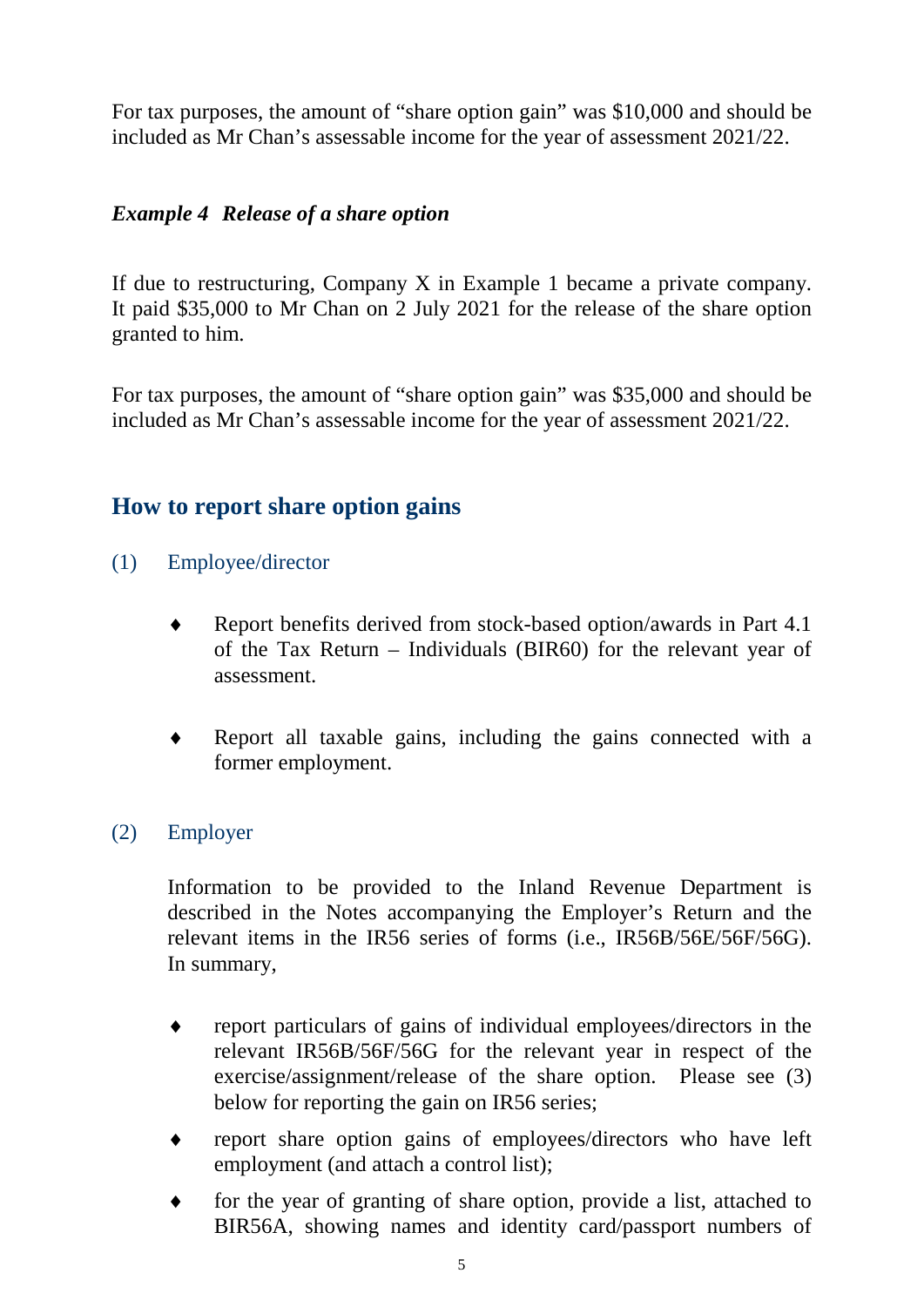For tax purposes, the amount of "share option gain" was $10,000 and should be included as Mr Chan's assessable income for the year of assessment 2021/22.

***Example 4  Release of a share option***

If due to restructuring, Company X in Example 1 became a private company. It paid $35,000 to Mr Chan on 2 July 2021 for the release of the share option granted to him.

For tax purposes, the amount of "share option gain" was $35,000 and should be included as Mr Chan's assessable income for the year of assessment 2021/22.

## How to report share option gains

(1) Employee/director

- Report benefits derived from stock-based option/awards in Part 4.1 of the Tax Return – Individuals (BIR60) for the relevant year of assessment.
- Report all taxable gains, including the gains connected with a former employment.

(2) Employer

Information to be provided to the Inland Revenue Department is described in the Notes accompanying the Employer's Return and the relevant items in the IR56 series of forms (i.e., IR56B/56E/56F/56G). In summary,

- report particulars of gains of individual employees/directors in the relevant IR56B/56F/56G for the relevant year in respect of the exercise/assignment/release of the share option. Please see (3) below for reporting the gain on IR56 series;
- report share option gains of employees/directors who have left employment (and attach a control list);
- for the year of granting of share option, provide a list, attached to BIR56A, showing names and identity card/passport numbers of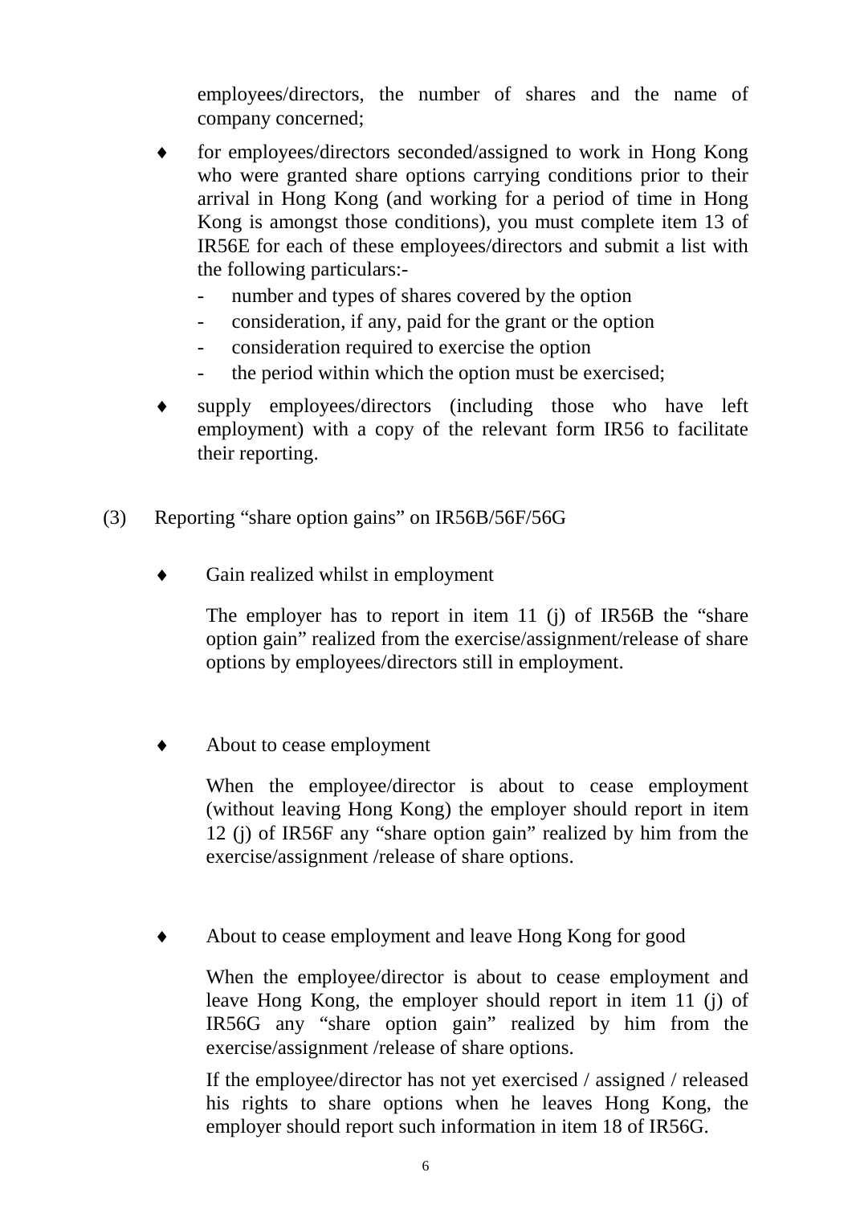employees/directors, the number of shares and the name of company concerned;

- for employees/directors seconded/assigned to work in Hong Kong who were granted share options carrying conditions prior to their arrival in Hong Kong (and working for a period of time in Hong Kong is amongst those conditions), you must complete item 13 of IR56E for each of these employees/directors and submit a list with the following particulars:-
  - number and types of shares covered by the option
  - consideration, if any, paid for the grant or the option
  - consideration required to exercise the option
  - the period within which the option must be exercised;
- supply employees/directors (including those who have left employment) with a copy of the relevant form IR56 to facilitate their reporting.

(3) Reporting "share option gains" on IR56B/56F/56G

- Gain realized whilst in employment

  The employer has to report in item 11 (j) of IR56B the "share option gain" realized from the exercise/assignment/release of share options by employees/directors still in employment.

- About to cease employment

  When the employee/director is about to cease employment (without leaving Hong Kong) the employer should report in item 12 (j) of IR56F any "share option gain" realized by him from the exercise/assignment /release of share options.

- About to cease employment and leave Hong Kong for good

  When the employee/director is about to cease employment and leave Hong Kong, the employer should report in item 11 (j) of IR56G any "share option gain" realized by him from the exercise/assignment /release of share options.

  If the employee/director has not yet exercised / assigned / released his rights to share options when he leaves Hong Kong, the employer should report such information in item 18 of IR56G.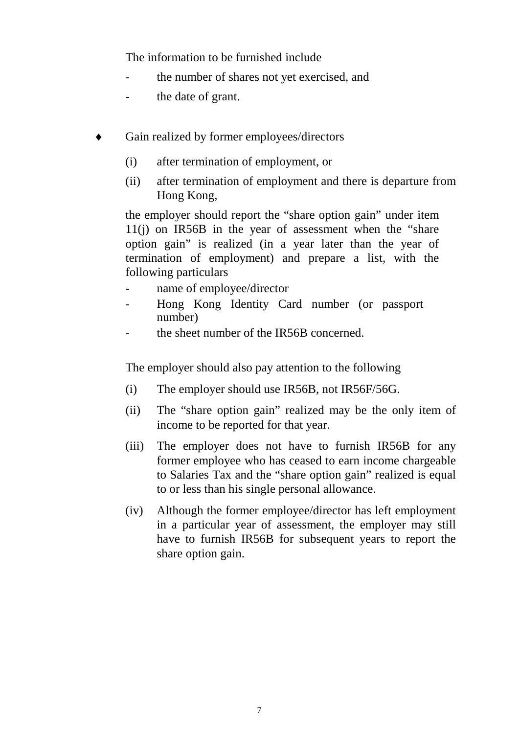The information to be furnished include

- the number of shares not yet exercised, and
- the date of grant.

- ♦ Gain realized by former employees/directors

  (i) after termination of employment, or

  (ii) after termination of employment and there is departure from Hong Kong,

  the employer should report the "share option gain" under item 11(j) on IR56B in the year of assessment when the "share option gain" is realized (in a year later than the year of termination of employment) and prepare a list, with the following particulars

  - name of employee/director
  - Hong Kong Identity Card number (or passport number)
  - the sheet number of the IR56B concerned.

  The employer should also pay attention to the following

  (i) The employer should use IR56B, not IR56F/56G.

  (ii) The "share option gain" realized may be the only item of income to be reported for that year.

  (iii) The employer does not have to furnish IR56B for any former employee who has ceased to earn income chargeable to Salaries Tax and the "share option gain" realized is equal to or less than his single personal allowance.

  (iv) Although the former employee/director has left employment in a particular year of assessment, the employer may still have to furnish IR56B for subsequent years to report the share option gain.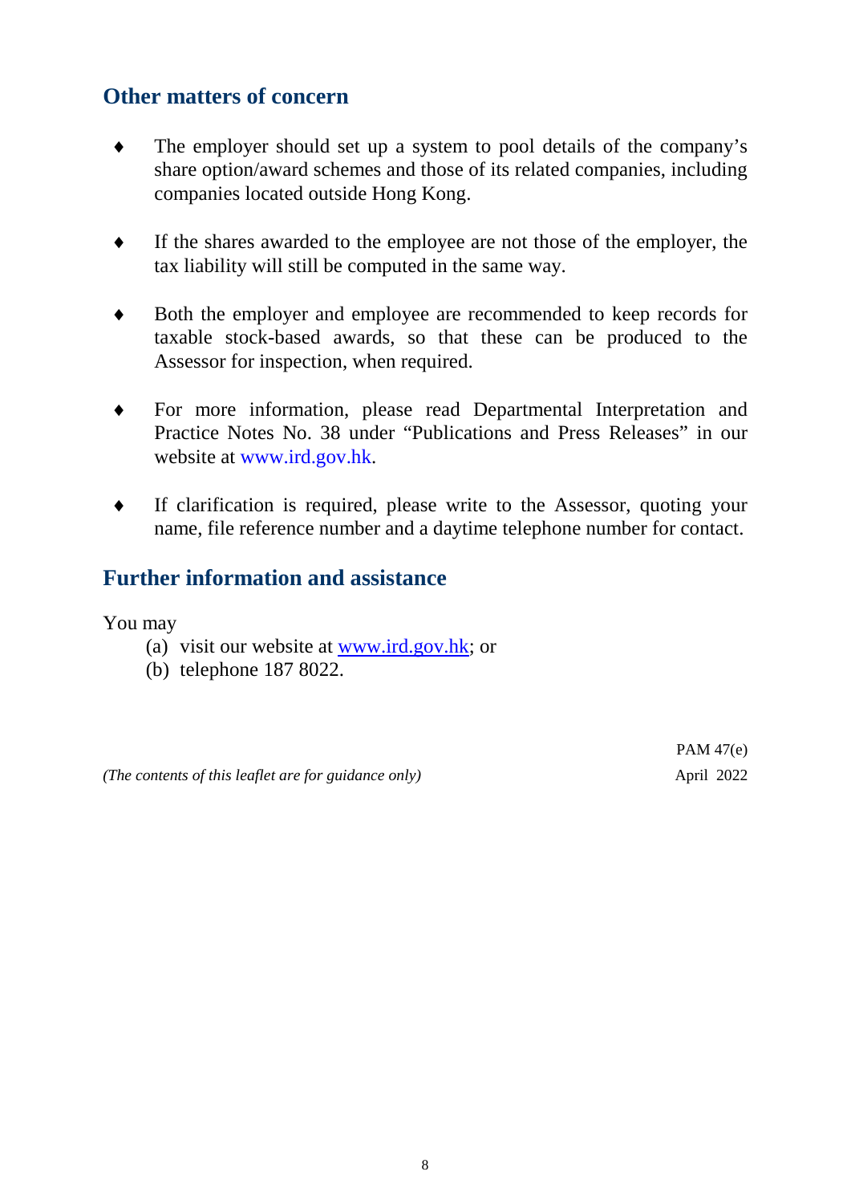## Other matters of concern

- The employer should set up a system to pool details of the company's share option/award schemes and those of its related companies, including companies located outside Hong Kong.

- If the shares awarded to the employee are not those of the employer, the tax liability will still be computed in the same way.

- Both the employer and employee are recommended to keep records for taxable stock-based awards, so that these can be produced to the Assessor for inspection, when required.

- For more information, please read Departmental Interpretation and Practice Notes No. 38 under "Publications and Press Releases" in our website at www.ird.gov.hk.

- If clarification is required, please write to the Assessor, quoting your name, file reference number and a daytime telephone number for contact.

## Further information and assistance

You may

(a) visit our website at www.ird.gov.hk; or
(b) telephone 187 8022.

PAM 47(e)

*(The contents of this leaflet are for guidance only)*

April 2022